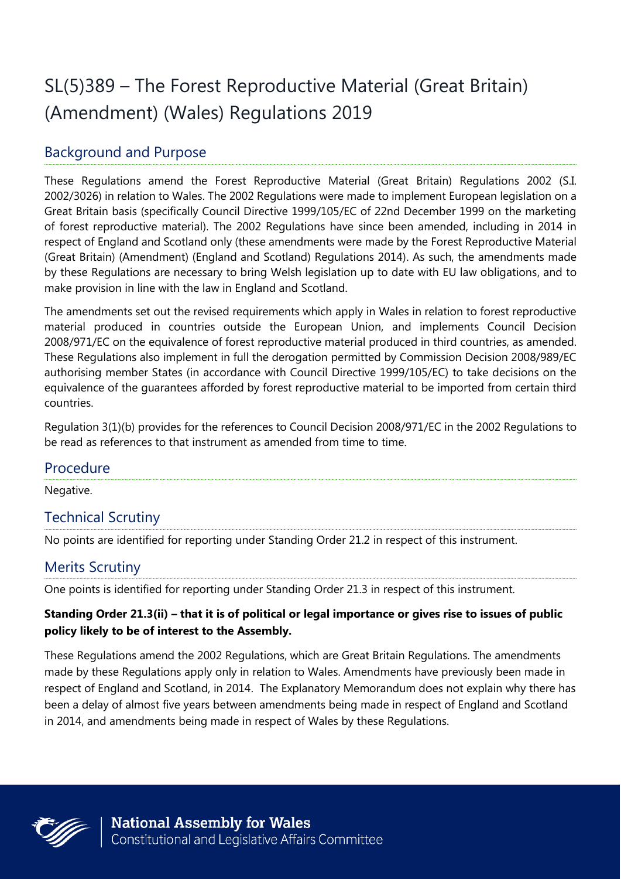# SL(5)389 – The Forest Reproductive Material (Great Britain) (Amendment) (Wales) Regulations 2019

## Background and Purpose

These Regulations amend the Forest Reproductive Material (Great Britain) Regulations 2002 (S.I. 2002/3026) in relation to Wales. The 2002 Regulations were made to implement European legislation on a Great Britain basis (specifically Council Directive 1999/105/EC of 22nd December 1999 on the marketing of forest reproductive material). The 2002 Regulations have since been amended, including in 2014 in respect of England and Scotland only (these amendments were made by the Forest Reproductive Material (Great Britain) (Amendment) (England and Scotland) Regulations 2014). As such, the amendments made by these Regulations are necessary to bring Welsh legislation up to date with EU law obligations, and to make provision in line with the law in England and Scotland.

The amendments set out the revised requirements which apply in Wales in relation to forest reproductive material produced in countries outside the European Union, and implements Council Decision 2008/971/EC on the equivalence of forest reproductive material produced in third countries, as amended. These Regulations also implement in full the derogation permitted by Commission Decision 2008/989/EC authorising member States (in accordance with Council Directive 1999/105/EC) to take decisions on the equivalence of the guarantees afforded by forest reproductive material to be imported from certain third countries.

Regulation 3(1)(b) provides for the references to Council Decision 2008/971/EC in the 2002 Regulations to be read as references to that instrument as amended from time to time.

## Procedure

Negative.

## Technical Scrutiny

No points are identified for reporting under Standing Order 21.2 in respect of this instrument.

## Merits Scrutiny

One points is identified for reporting under Standing Order 21.3 in respect of this instrument.

**Standing Order 21.3(ii) – that it is of political or legal importance or gives rise to issues of public policy likely to be of interest to the Assembly.**

These Regulations amend the 2002 Regulations, which are Great Britain Regulations. The amendments made by these Regulations apply only in relation to Wales. Amendments have previously been made in respect of England and Scotland, in 2014. The Explanatory Memorandum does not explain why there has been a delay of almost five years between amendments being made in respect of England and Scotland in 2014, and amendments being made in respect of Wales by these Regulations.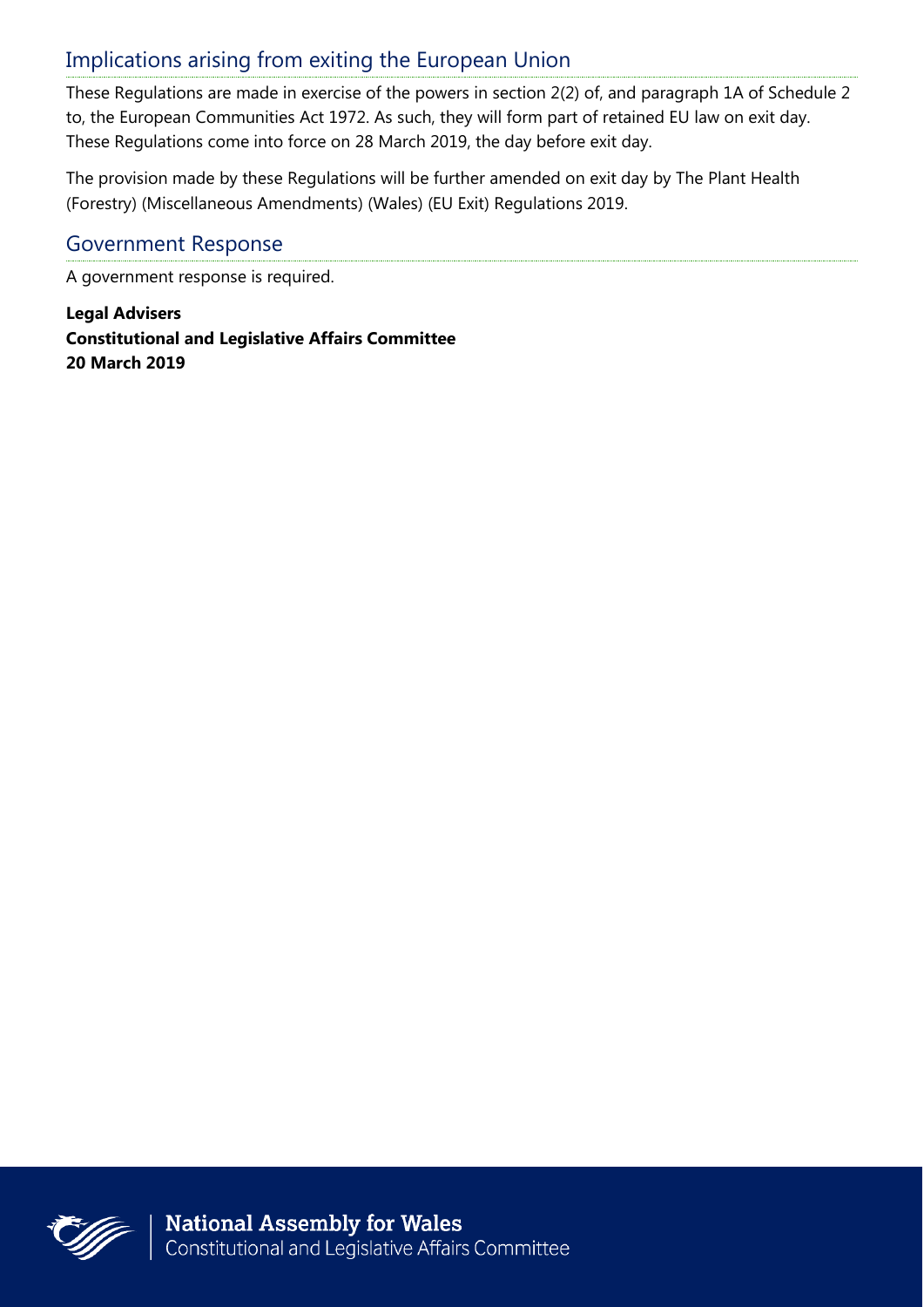## Implications arising from exiting the European Union

These Regulations are made in exercise of the powers in section 2(2) of, and paragraph 1A of Schedule 2 to, the European Communities Act 1972. As such, they will form part of retained EU law on exit day. These Regulations come into force on 28 March 2019, the day before exit day.

The provision made by these Regulations will be further amended on exit day by The Plant Health (Forestry) (Miscellaneous Amendments) (Wales) (EU Exit) Regulations 2019.

## Government Response

A government response is required.

**Legal Advisers**
**Constitutional and Legislative Affairs Committee**
**20 March 2019**